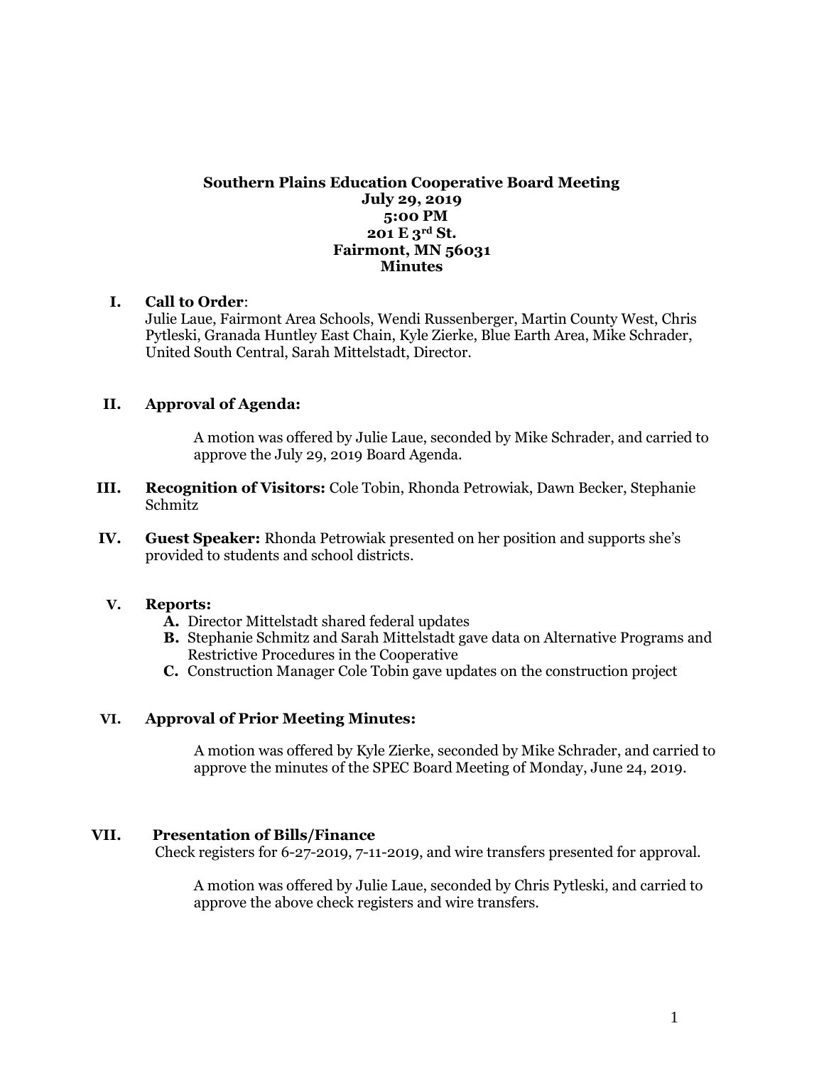**Southern Plains Education Cooperative Board Meeting**
**July 29, 2019**
**5:00 PM**
**201 E 3rd St.**
**Fairmont, MN 56031**
**Minutes**

**I. Call to Order**:
Julie Laue, Fairmont Area Schools, Wendi Russenberger, Martin County West, Chris Pytleski, Granada Huntley East Chain, Kyle Zierke, Blue Earth Area, Mike Schrader, United South Central, Sarah Mittelstadt, Director.

**II. Approval of Agenda:**

A motion was offered by Julie Laue, seconded by Mike Schrader, and carried to approve the July 29, 2019 Board Agenda.

**III. Recognition of Visitors:** Cole Tobin, Rhonda Petrowiak, Dawn Becker, Stephanie Schmitz

**IV. Guest Speaker:** Rhonda Petrowiak presented on her position and supports she's provided to students and school districts.

**V. Reports:**

- **A.** Director Mittelstadt shared federal updates
- **B.** Stephanie Schmitz and Sarah Mittelstadt gave data on Alternative Programs and Restrictive Procedures in the Cooperative
- **C.** Construction Manager Cole Tobin gave updates on the construction project

**VI. Approval of Prior Meeting Minutes:**

A motion was offered by Kyle Zierke, seconded by Mike Schrader, and carried to approve the minutes of the SPEC Board Meeting of Monday, June 24, 2019.

**VII. Presentation of Bills/Finance**
Check registers for 6-27-2019, 7-11-2019, and wire transfers presented for approval.

A motion was offered by Julie Laue, seconded by Chris Pytleski, and carried to approve the above check registers and wire transfers.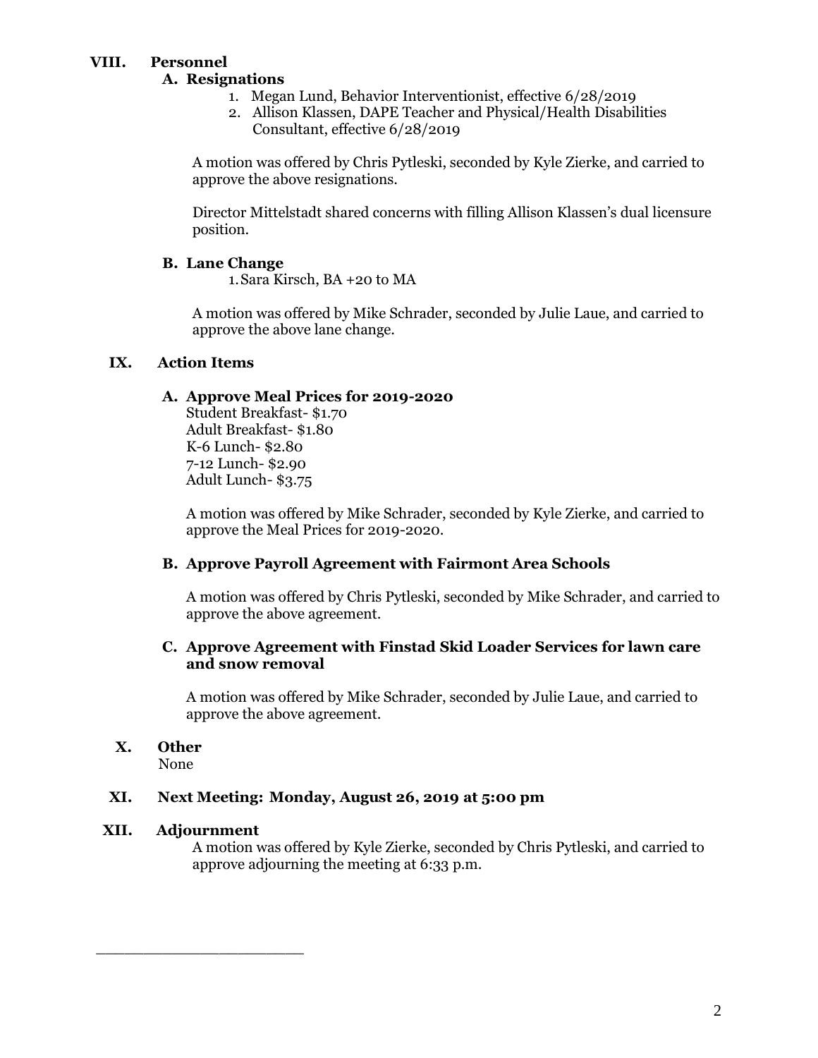## VIII. Personnel

### A. Resignations

1. Megan Lund, Behavior Interventionist, effective 6/28/2019
2. Allison Klassen, DAPE Teacher and Physical/Health Disabilities Consultant, effective 6/28/2019

A motion was offered by Chris Pytleski, seconded by Kyle Zierke, and carried to approve the above resignations.

Director Mittelstadt shared concerns with filling Allison Klassen's dual licensure position.

### B. Lane Change

1. Sara Kirsch, BA +20 to MA

A motion was offered by Mike Schrader, seconded by Julie Laue, and carried to approve the above lane change.

## IX. Action Items

### A. Approve Meal Prices for 2019-2020

Student Breakfast- $1.70
Adult Breakfast- $1.80
K-6 Lunch- $2.80
7-12 Lunch- $2.90
Adult Lunch- $3.75

A motion was offered by Mike Schrader, seconded by Kyle Zierke, and carried to approve the Meal Prices for 2019-2020.

### B. Approve Payroll Agreement with Fairmont Area Schools

A motion was offered by Chris Pytleski, seconded by Mike Schrader, and carried to approve the above agreement.

### C. Approve Agreement with Finstad Skid Loader Services for lawn care and snow removal

A motion was offered by Mike Schrader, seconded by Julie Laue, and carried to approve the above agreement.

## X. Other

None

## XI. Next Meeting: Monday, August 26, 2019 at 5:00 pm

## XII. Adjournment

A motion was offered by Kyle Zierke, seconded by Chris Pytleski, and carried to approve adjourning the meeting at 6:33 p.m.

______________________